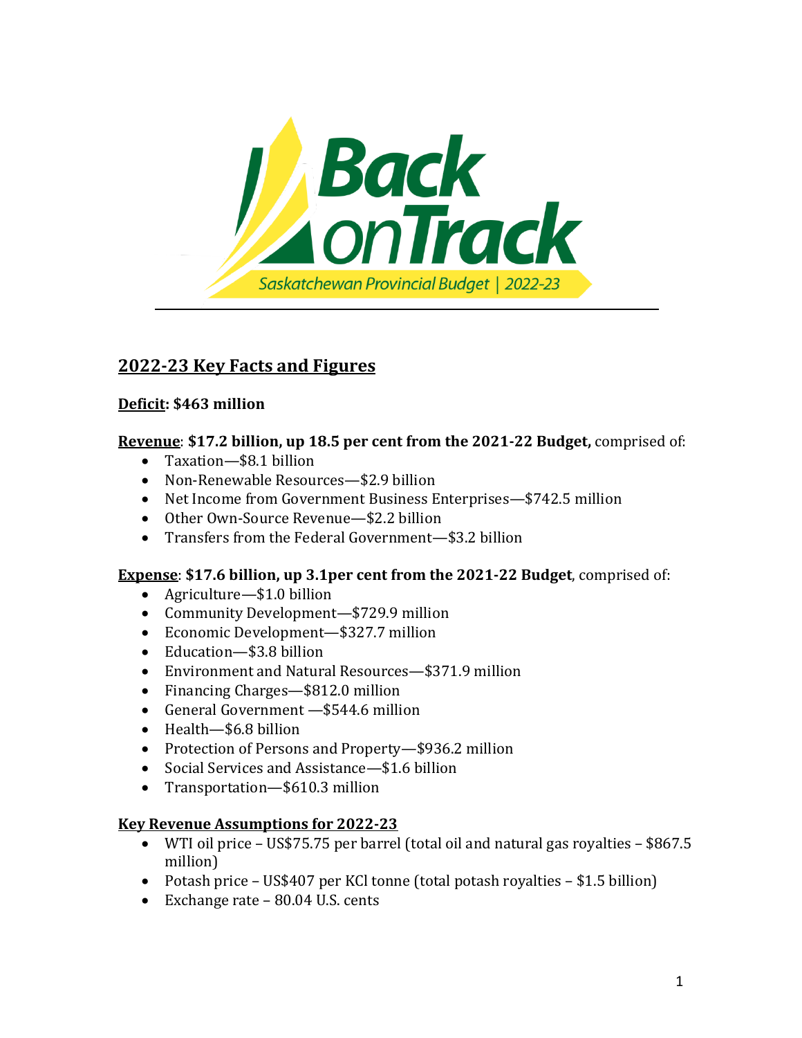Back on Track

Saskatchewan Provincial Budget | 2022-23

## 2022-23 Key Facts and Figures

**Deficit: $463 million**

**Revenue**: **$17.2 billion, up 18.5 per cent from the 2021-22 Budget,** comprised of:

- Taxation—$8.1 billion
- Non-Renewable Resources—$2.9 billion
- Net Income from Government Business Enterprises—$742.5 million
- Other Own-Source Revenue—$2.2 billion
- Transfers from the Federal Government—$3.2 billion

**Expense**: **$17.6 billion, up 3.1per cent from the 2021-22 Budget**, comprised of:

- Agriculture—$1.0 billion
- Community Development—$729.9 million
- Economic Development—$327.7 million
- Education—$3.8 billion
- Environment and Natural Resources—$371.9 million
- Financing Charges—$812.0 million
- General Government —$544.6 million
- Health—$6.8 billion
- Protection of Persons and Property—$936.2 million
- Social Services and Assistance—$1.6 billion
- Transportation—$610.3 million

**Key Revenue Assumptions for 2022-23**

- WTI oil price – US$75.75 per barrel (total oil and natural gas royalties – $867.5 million)
- Potash price – US$407 per KCl tonne (total potash royalties – $1.5 billion)
- Exchange rate – 80.04 U.S. cents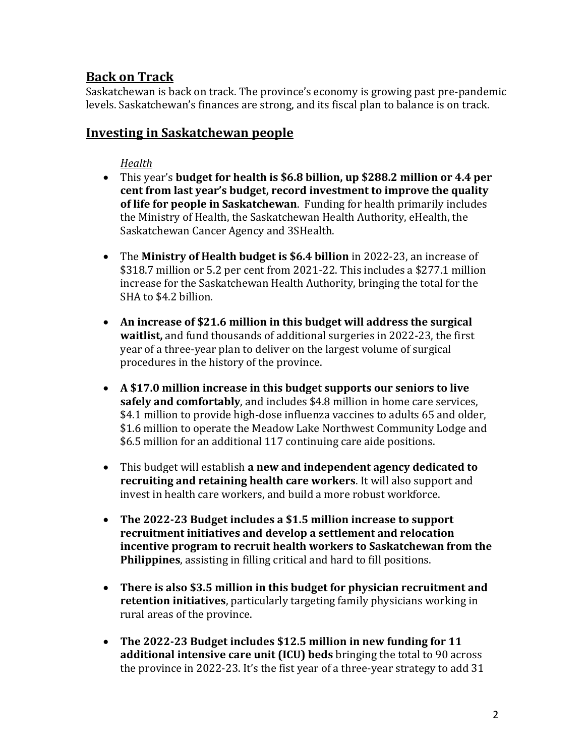## **Back on Track**

Saskatchewan is back on track. The province's economy is growing past pre-pandemic levels. Saskatchewan's finances are strong, and its fiscal plan to balance is on track.

## **Investing in Saskatchewan people**

*Health*

- This year's **budget for health is $6.8 billion, up $288.2 million or 4.4 per cent from last year's budget, record investment to improve the quality of life for people in Saskatchewan**. Funding for health primarily includes the Ministry of Health, the Saskatchewan Health Authority, eHealth, the Saskatchewan Cancer Agency and 3SHealth.

- The **Ministry of Health budget is $6.4 billion** in 2022-23, an increase of $318.7 million or 5.2 per cent from 2021-22. This includes a $277.1 million increase for the Saskatchewan Health Authority, bringing the total for the SHA to $4.2 billion.

- **An increase of $21.6 million in this budget will address the surgical waitlist,** and fund thousands of additional surgeries in 2022-23, the first year of a three-year plan to deliver on the largest volume of surgical procedures in the history of the province.

- **A $17.0 million increase in this budget supports our seniors to live safely and comfortably**, and includes $4.8 million in home care services, $4.1 million to provide high-dose influenza vaccines to adults 65 and older, $1.6 million to operate the Meadow Lake Northwest Community Lodge and $6.5 million for an additional 117 continuing care aide positions.

- This budget will establish **a new and independent agency dedicated to recruiting and retaining health care workers**. It will also support and invest in health care workers, and build a more robust workforce.

- **The 2022-23 Budget includes a $1.5 million increase to support recruitment initiatives and develop a settlement and relocation incentive program to recruit health workers to Saskatchewan from the Philippines**, assisting in filling critical and hard to fill positions.

- **There is also $3.5 million in this budget for physician recruitment and retention initiatives**, particularly targeting family physicians working in rural areas of the province.

- **The 2022-23 Budget includes $12.5 million in new funding for 11 additional intensive care unit (ICU) beds** bringing the total to 90 across the province in 2022-23. It's the fist year of a three-year strategy to add 31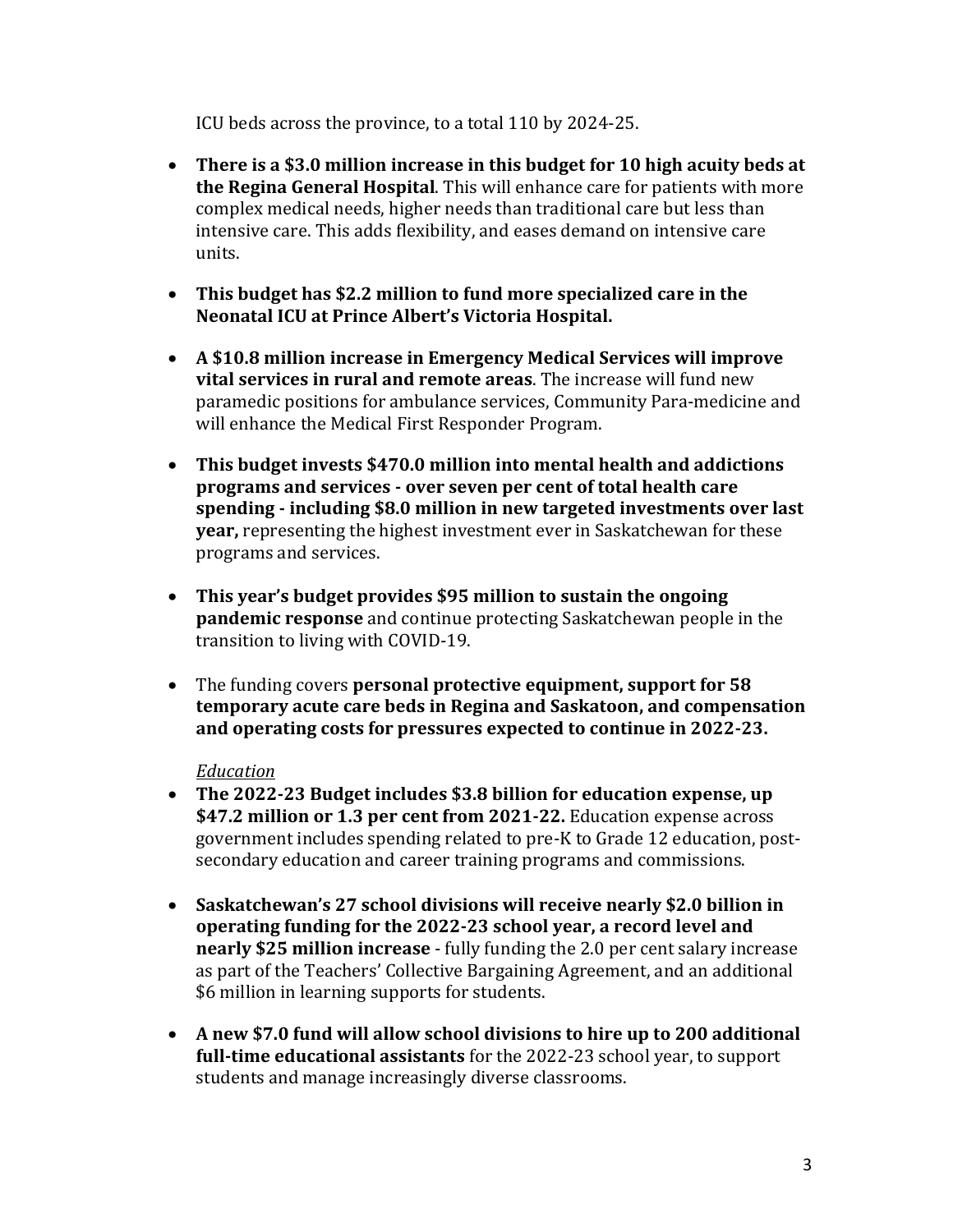ICU beds across the province, to a total 110 by 2024-25.

- **There is a $3.0 million increase in this budget for 10 high acuity beds at the Regina General Hospital**. This will enhance care for patients with more complex medical needs, higher needs than traditional care but less than intensive care. This adds flexibility, and eases demand on intensive care units.

- **This budget has $2.2 million to fund more specialized care in the Neonatal ICU at Prince Albert's Victoria Hospital.**

- **A $10.8 million increase in Emergency Medical Services will improve vital services in rural and remote areas**. The increase will fund new paramedic positions for ambulance services, Community Para-medicine and will enhance the Medical First Responder Program.

- **This budget invests $470.0 million into mental health and addictions programs and services - over seven per cent of total health care spending - including $8.0 million in new targeted investments over last year,** representing the highest investment ever in Saskatchewan for these programs and services.

- **This year's budget provides $95 million to sustain the ongoing pandemic response** and continue protecting Saskatchewan people in the transition to living with COVID-19.

- The funding covers **personal protective equipment, support for 58 temporary acute care beds in Regina and Saskatoon, and compensation and operating costs for pressures expected to continue in 2022-23.**

*Education*

- **The 2022-23 Budget includes $3.8 billion for education expense, up $47.2 million or 1.3 per cent from 2021-22.** Education expense across government includes spending related to pre-K to Grade 12 education, post-secondary education and career training programs and commissions.

- **Saskatchewan's 27 school divisions will receive nearly $2.0 billion in operating funding for the 2022-23 school year, a record level and nearly $25 million increase** - fully funding the 2.0 per cent salary increase as part of the Teachers' Collective Bargaining Agreement, and an additional $6 million in learning supports for students.

- **A new $7.0 fund will allow school divisions to hire up to 200 additional full-time educational assistants** for the 2022-23 school year, to support students and manage increasingly diverse classrooms.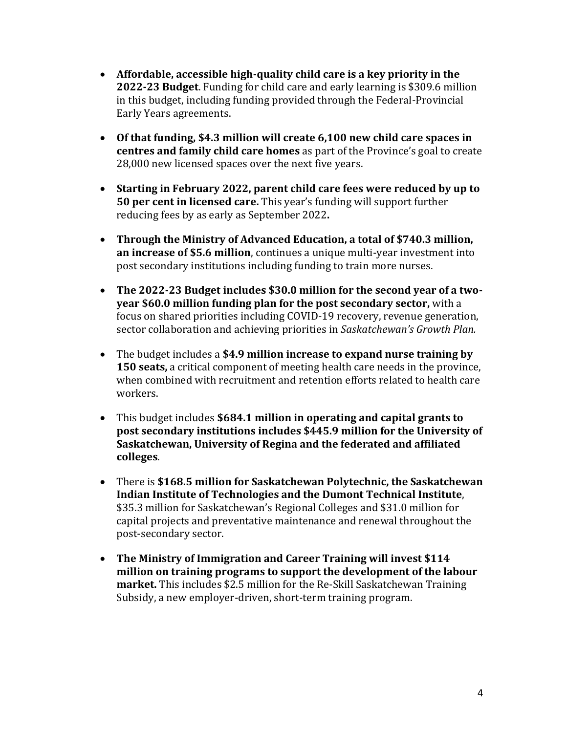- **Affordable, accessible high-quality child care is a key priority in the 2022-23 Budget**. Funding for child care and early learning is $309.6 million in this budget, including funding provided through the Federal-Provincial Early Years agreements.

- **Of that funding, $4.3 million will create 6,100 new child care spaces in centres and family child care homes** as part of the Province's goal to create 28,000 new licensed spaces over the next five years.

- **Starting in February 2022, parent child care fees were reduced by up to 50 per cent in licensed care.** This year's funding will support further reducing fees by as early as September 2022**.**

- **Through the Ministry of Advanced Education, a total of $740.3 million, an increase of $5.6 million**, continues a unique multi-year investment into post secondary institutions including funding to train more nurses.

- **The 2022-23 Budget includes $30.0 million for the second year of a two-year $60.0 million funding plan for the post secondary sector,** with a focus on shared priorities including COVID-19 recovery, revenue generation, sector collaboration and achieving priorities in *Saskatchewan's Growth Plan.*

- The budget includes a **$4.9 million increase to expand nurse training by 150 seats,** a critical component of meeting health care needs in the province, when combined with recruitment and retention efforts related to health care workers.

- This budget includes **$684.1 million in operating and capital grants to post secondary institutions includes $445.9 million for the University of Saskatchewan, University of Regina and the federated and affiliated colleges**.

- There is **$168.5 million for Saskatchewan Polytechnic, the Saskatchewan Indian Institute of Technologies and the Dumont Technical Institute**, $35.3 million for Saskatchewan's Regional Colleges and $31.0 million for capital projects and preventative maintenance and renewal throughout the post-secondary sector.

- **The Ministry of Immigration and Career Training will invest $114 million on training programs to support the development of the labour market.** This includes $2.5 million for the Re-Skill Saskatchewan Training Subsidy, a new employer-driven, short-term training program.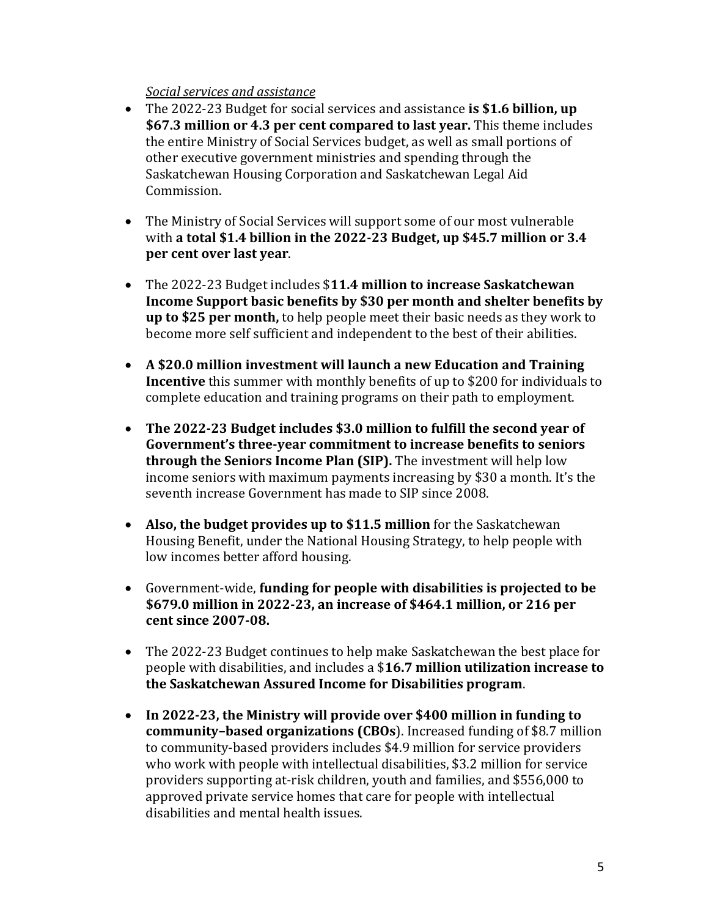*Social services and assistance*

- The 2022-23 Budget for social services and assistance **is $1.6 billion, up $67.3 million or 4.3 per cent compared to last year.** This theme includes the entire Ministry of Social Services budget, as well as small portions of other executive government ministries and spending through the Saskatchewan Housing Corporation and Saskatchewan Legal Aid Commission.

- The Ministry of Social Services will support some of our most vulnerable with **a total $1.4 billion in the 2022-23 Budget, up $45.7 million or 3.4 per cent over last year**.

- The 2022-23 Budget includes $**11.4 million to increase Saskatchewan Income Support basic benefits by $30 per month and shelter benefits by up to $25 per month,** to help people meet their basic needs as they work to become more self sufficient and independent to the best of their abilities.

- **A $20.0 million investment will launch a new Education and Training Incentive** this summer with monthly benefits of up to $200 for individuals to complete education and training programs on their path to employment.

- **The 2022-23 Budget includes $3.0 million to fulfill the second year of Government's three-year commitment to increase benefits to seniors through the Seniors Income Plan (SIP).** The investment will help low income seniors with maximum payments increasing by $30 a month. It's the seventh increase Government has made to SIP since 2008.

- **Also, the budget provides up to $11.5 million** for the Saskatchewan Housing Benefit, under the National Housing Strategy, to help people with low incomes better afford housing.

- Government-wide, **funding for people with disabilities is projected to be $679.0 million in 2022-23, an increase of $464.1 million, or 216 per cent since 2007-08.**

- The 2022-23 Budget continues to help make Saskatchewan the best place for people with disabilities, and includes a $**16.7 million utilization increase to the Saskatchewan Assured Income for Disabilities program**.

- **In 2022-23, the Ministry will provide over $400 million in funding to community–based organizations (CBOs**). Increased funding of $8.7 million to community-based providers includes $4.9 million for service providers who work with people with intellectual disabilities, $3.2 million for service providers supporting at-risk children, youth and families, and $556,000 to approved private service homes that care for people with intellectual disabilities and mental health issues.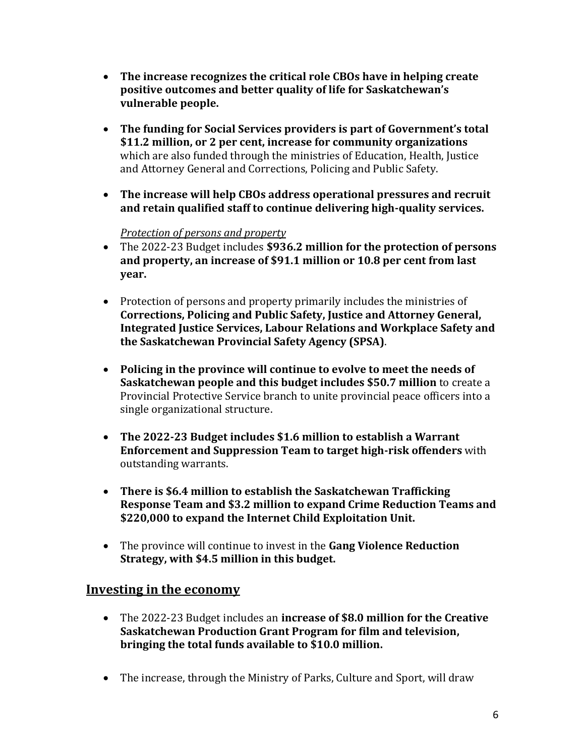- **The increase recognizes the critical role CBOs have in helping create positive outcomes and better quality of life for Saskatchewan's vulnerable people.**

- **The funding for Social Services providers is part of Government's total $11.2 million, or 2 per cent, increase for community organizations** which are also funded through the ministries of Education, Health, Justice and Attorney General and Corrections, Policing and Public Safety.

- **The increase will help CBOs address operational pressures and recruit and retain qualified staff to continue delivering high-quality services.**

*Protection of persons and property*

- The 2022-23 Budget includes **$936.2 million for the protection of persons and property, an increase of $91.1 million or 10.8 per cent from last year.**

- Protection of persons and property primarily includes the ministries of **Corrections, Policing and Public Safety, Justice and Attorney General, Integrated Justice Services, Labour Relations and Workplace Safety and the Saskatchewan Provincial Safety Agency (SPSA)**.

- **Policing in the province will continue to evolve to meet the needs of Saskatchewan people and this budget includes $50.7 million** to create a Provincial Protective Service branch to unite provincial peace officers into a single organizational structure.

- **The 2022-23 Budget includes $1.6 million to establish a Warrant Enforcement and Suppression Team to target high-risk offenders** with outstanding warrants.

- **There is $6.4 million to establish the Saskatchewan Trafficking Response Team and $3.2 million to expand Crime Reduction Teams and $220,000 to expand the Internet Child Exploitation Unit.**

- The province will continue to invest in the **Gang Violence Reduction Strategy, with $4.5 million in this budget.**

## Investing in the economy

- The 2022-23 Budget includes an **increase of $8.0 million for the Creative Saskatchewan Production Grant Program for film and television, bringing the total funds available to $10.0 million.**

- The increase, through the Ministry of Parks, Culture and Sport, will draw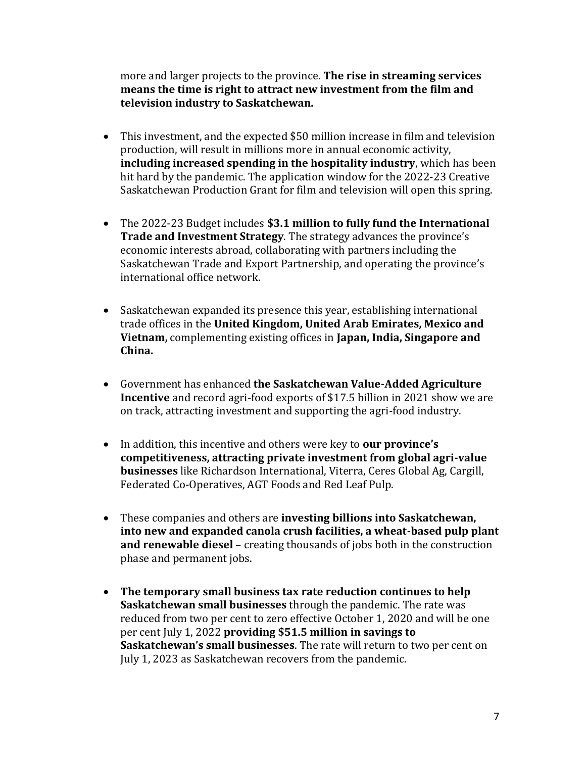more and larger projects to the province. **The rise in streaming services means the time is right to attract new investment from the film and television industry to Saskatchewan.**

- This investment, and the expected $50 million increase in film and television production, will result in millions more in annual economic activity, **including increased spending in the hospitality industry**, which has been hit hard by the pandemic. The application window for the 2022-23 Creative Saskatchewan Production Grant for film and television will open this spring.

- The 2022-23 Budget includes **$3.1 million to fully fund the International Trade and Investment Strategy**. The strategy advances the province's economic interests abroad, collaborating with partners including the Saskatchewan Trade and Export Partnership, and operating the province's international office network.

- Saskatchewan expanded its presence this year, establishing international trade offices in the **United Kingdom, United Arab Emirates, Mexico and Vietnam,** complementing existing offices in **Japan, India, Singapore and China.**

- Government has enhanced **the Saskatchewan Value-Added Agriculture Incentive** and record agri-food exports of $17.5 billion in 2021 show we are on track, attracting investment and supporting the agri-food industry.

- In addition, this incentive and others were key to **our province's competitiveness, attracting private investment from global agri-value businesses** like Richardson International, Viterra, Ceres Global Ag, Cargill, Federated Co-Operatives, AGT Foods and Red Leaf Pulp.

- These companies and others are **investing billions into Saskatchewan, into new and expanded canola crush facilities, a wheat-based pulp plant and renewable diesel** – creating thousands of jobs both in the construction phase and permanent jobs.

- **The temporary small business tax rate reduction continues to help Saskatchewan small businesses** through the pandemic. The rate was reduced from two per cent to zero effective October 1, 2020 and will be one per cent July 1, 2022 **providing $51.5 million in savings to Saskatchewan's small businesses**. The rate will return to two per cent on July 1, 2023 as Saskatchewan recovers from the pandemic.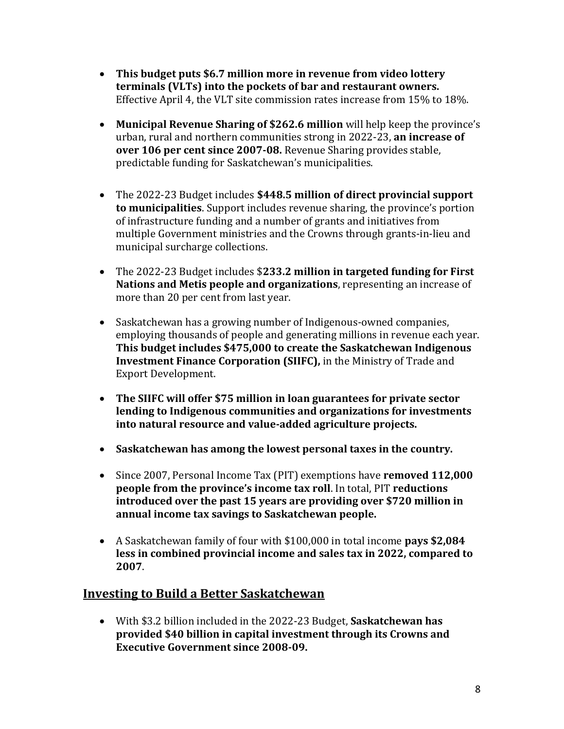- **This budget puts $6.7 million more in revenue from video lottery terminals (VLTs) into the pockets of bar and restaurant owners.** Effective April 4, the VLT site commission rates increase from 15% to 18%.

- **Municipal Revenue Sharing of $262.6 million** will help keep the province's urban, rural and northern communities strong in 2022-23, **an increase of over 106 per cent since 2007-08.** Revenue Sharing provides stable, predictable funding for Saskatchewan's municipalities.

- The 2022-23 Budget includes **$448.5 million of direct provincial support to municipalities**. Support includes revenue sharing, the province's portion of infrastructure funding and a number of grants and initiatives from multiple Government ministries and the Crowns through grants-in-lieu and municipal surcharge collections.

- The 2022-23 Budget includes $**233.2 million in targeted funding for First Nations and Metis people and organizations**, representing an increase of more than 20 per cent from last year.

- Saskatchewan has a growing number of Indigenous-owned companies, employing thousands of people and generating millions in revenue each year. **This budget includes $475,000 to create the Saskatchewan Indigenous Investment Finance Corporation (SIIFC),** in the Ministry of Trade and Export Development.

- **The SIIFC will offer $75 million in loan guarantees for private sector lending to Indigenous communities and organizations for investments into natural resource and value-added agriculture projects.**

- **Saskatchewan has among the lowest personal taxes in the country.**

- Since 2007, Personal Income Tax (PIT) exemptions have **removed 112,000 people from the province's income tax roll**. In total, PIT **reductions introduced over the past 15 years are providing over $720 million in annual income tax savings to Saskatchewan people.**

- A Saskatchewan family of four with $100,000 in total income **pays $2,084 less in combined provincial income and sales tax in 2022, compared to 2007**.

## Investing to Build a Better Saskatchewan

- With $3.2 billion included in the 2022-23 Budget, **Saskatchewan has provided $40 billion in capital investment through its Crowns and Executive Government since 2008-09.**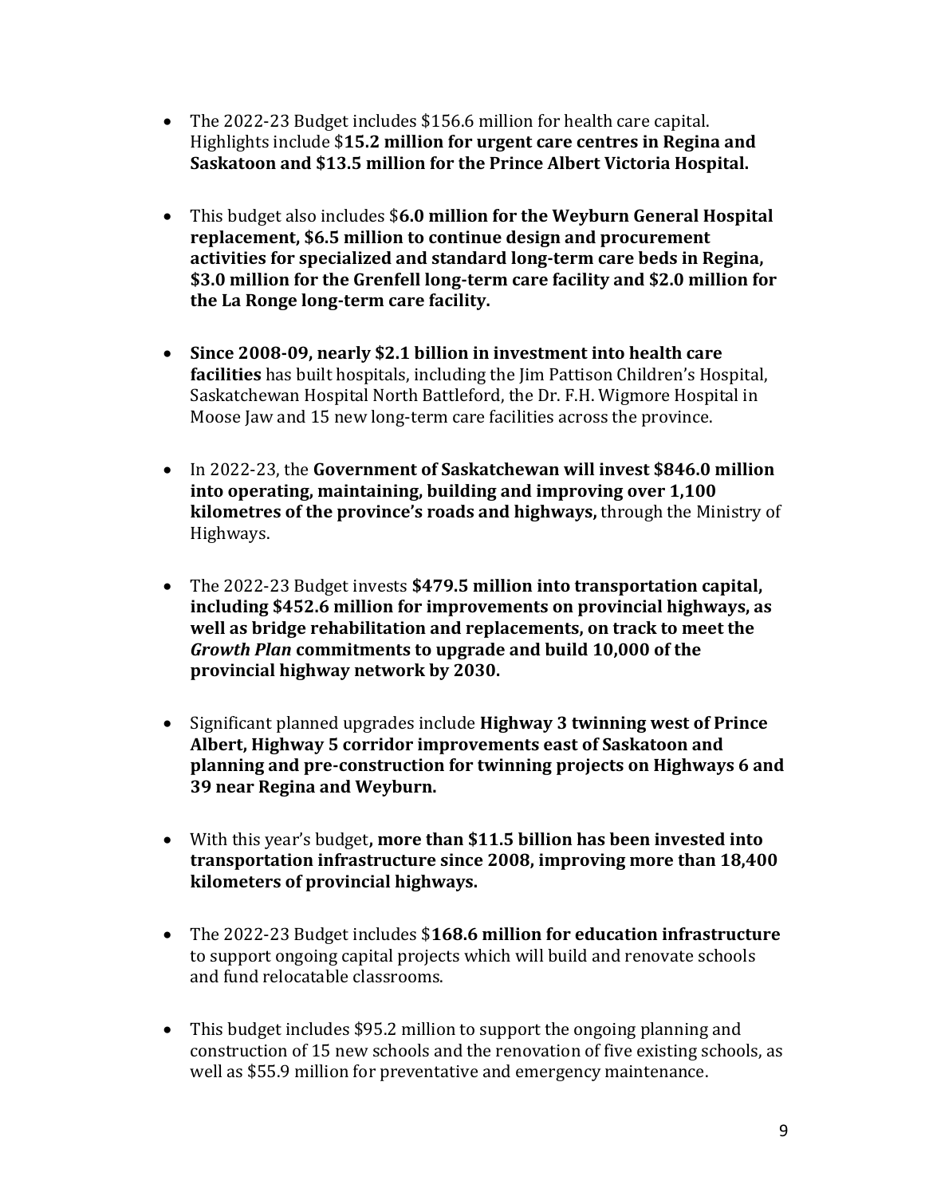- The 2022-23 Budget includes $156.6 million for health care capital. Highlights include $**15.2 million for urgent care centres in Regina and Saskatoon and $13.5 million for the Prince Albert Victoria Hospital.**

- This budget also includes $**6.0 million for the Weyburn General Hospital replacement, $6.5 million to continue design and procurement activities for specialized and standard long-term care beds in Regina, $3.0 million for the Grenfell long-term care facility and $2.0 million for the La Ronge long-term care facility.**

- **Since 2008-09, nearly $2.1 billion in investment into health care facilities** has built hospitals, including the Jim Pattison Children's Hospital, Saskatchewan Hospital North Battleford, the Dr. F.H. Wigmore Hospital in Moose Jaw and 15 new long-term care facilities across the province.

- In 2022-23, the **Government of Saskatchewan will invest $846.0 million into operating, maintaining, building and improving over 1,100 kilometres of the province's roads and highways,** through the Ministry of Highways.

- The 2022-23 Budget invests **$479.5 million into transportation capital, including $452.6 million for improvements on provincial highways, as well as bridge rehabilitation and replacements, on track to meet the *Growth Plan* commitments to upgrade and build 10,000 of the provincial highway network by 2030.**

- Significant planned upgrades include **Highway 3 twinning west of Prince Albert, Highway 5 corridor improvements east of Saskatoon and planning and pre-construction for twinning projects on Highways 6 and 39 near Regina and Weyburn.**

- With this year's budget**, more than $11.5 billion has been invested into transportation infrastructure since 2008, improving more than 18,400 kilometers of provincial highways.**

- The 2022-23 Budget includes $**168.6 million for education infrastructure** to support ongoing capital projects which will build and renovate schools and fund relocatable classrooms.

- This budget includes $95.2 million to support the ongoing planning and construction of 15 new schools and the renovation of five existing schools, as well as $55.9 million for preventative and emergency maintenance.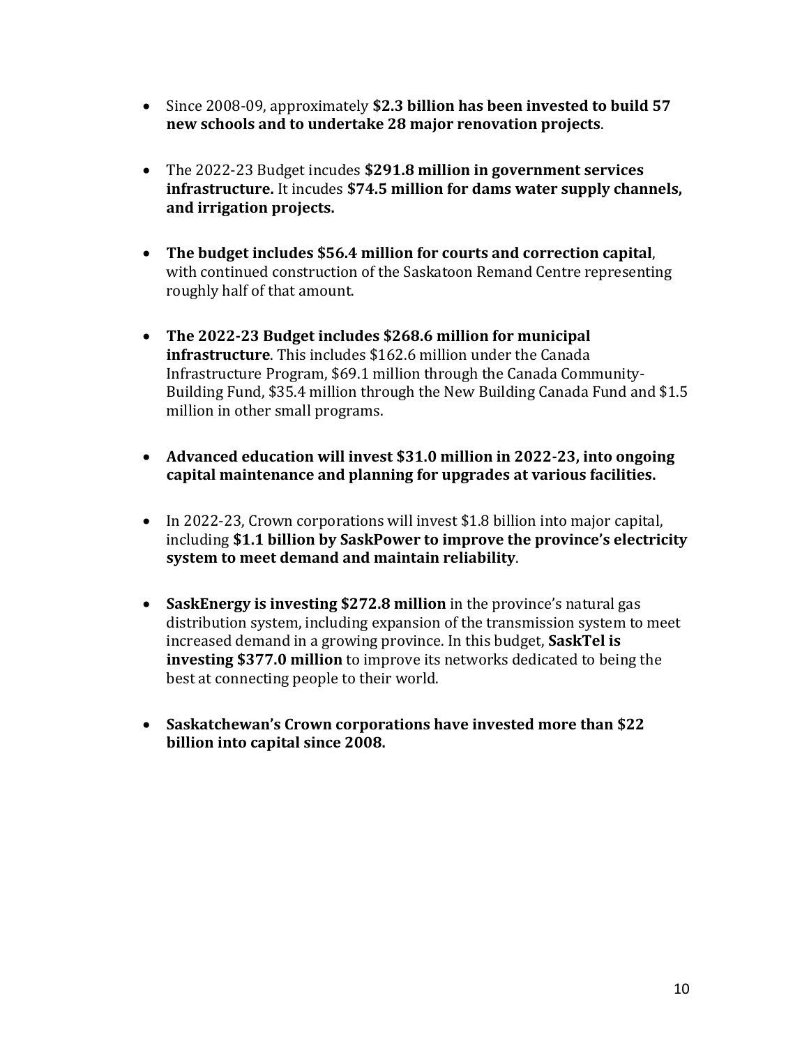- Since 2008-09, approximately **$2.3 billion has been invested to build 57 new schools and to undertake 28 major renovation projects**.

- The 2022-23 Budget incudes **$291.8 million in government services infrastructure.** It incudes **$74.5 million for dams water supply channels, and irrigation projects.**

- **The budget includes $56.4 million for courts and correction capital**, with continued construction of the Saskatoon Remand Centre representing roughly half of that amount.

- **The 2022-23 Budget includes $268.6 million for municipal infrastructure**. This includes $162.6 million under the Canada Infrastructure Program, $69.1 million through the Canada Community-Building Fund, $35.4 million through the New Building Canada Fund and $1.5 million in other small programs.

- **Advanced education will invest $31.0 million in 2022-23, into ongoing capital maintenance and planning for upgrades at various facilities.**

- In 2022-23, Crown corporations will invest $1.8 billion into major capital, including **$1.1 billion by SaskPower to improve the province's electricity system to meet demand and maintain reliability**.

- **SaskEnergy is investing $272.8 million** in the province's natural gas distribution system, including expansion of the transmission system to meet increased demand in a growing province. In this budget, **SaskTel is investing $377.0 million** to improve its networks dedicated to being the best at connecting people to their world.

- **Saskatchewan's Crown corporations have invested more than $22 billion into capital since 2008.**